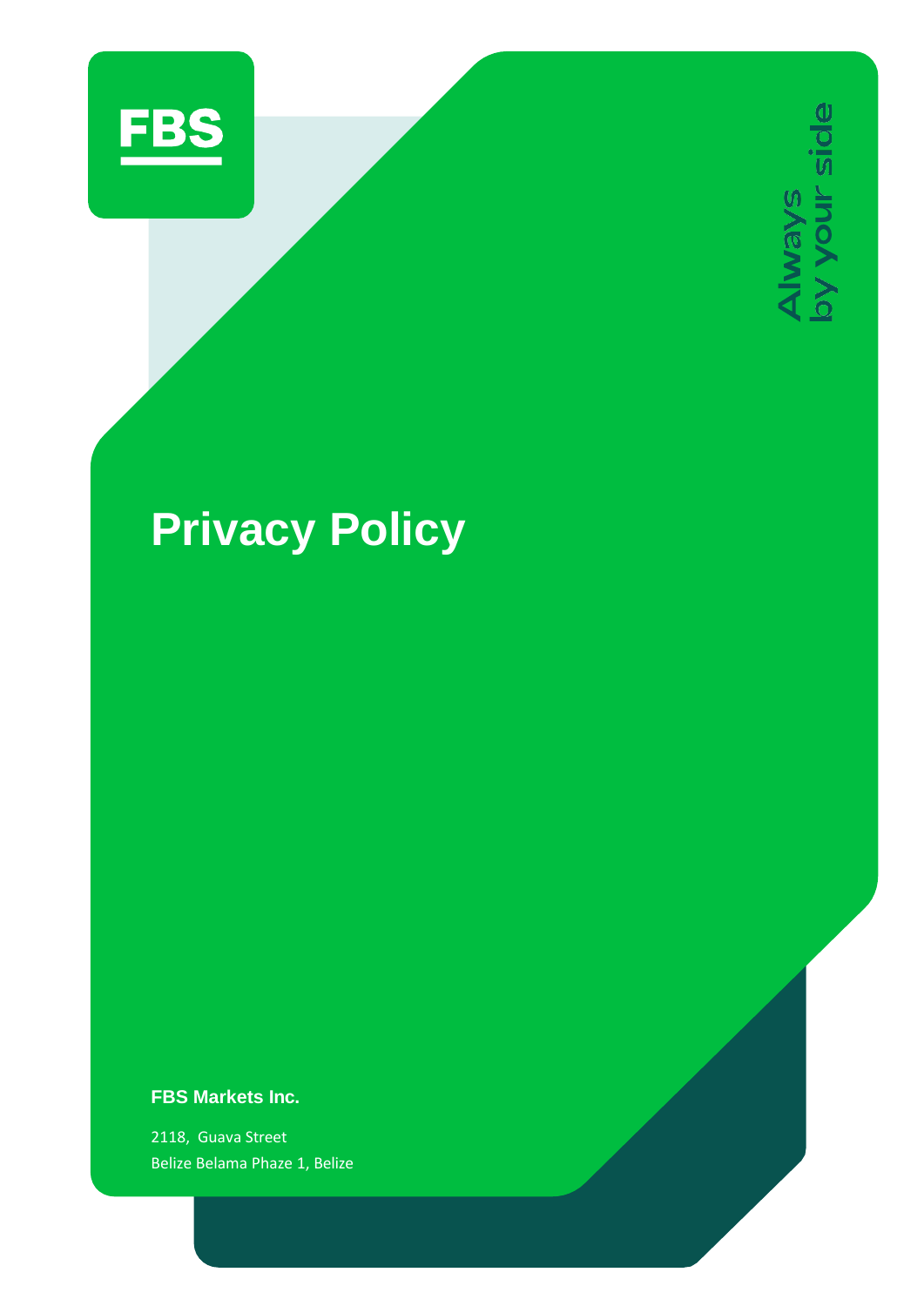FBS

Always by your side

# Privacy Policy

**FBS Markets Inc.**

2118, Guava Street
Belize Belama Phaze 1, Belize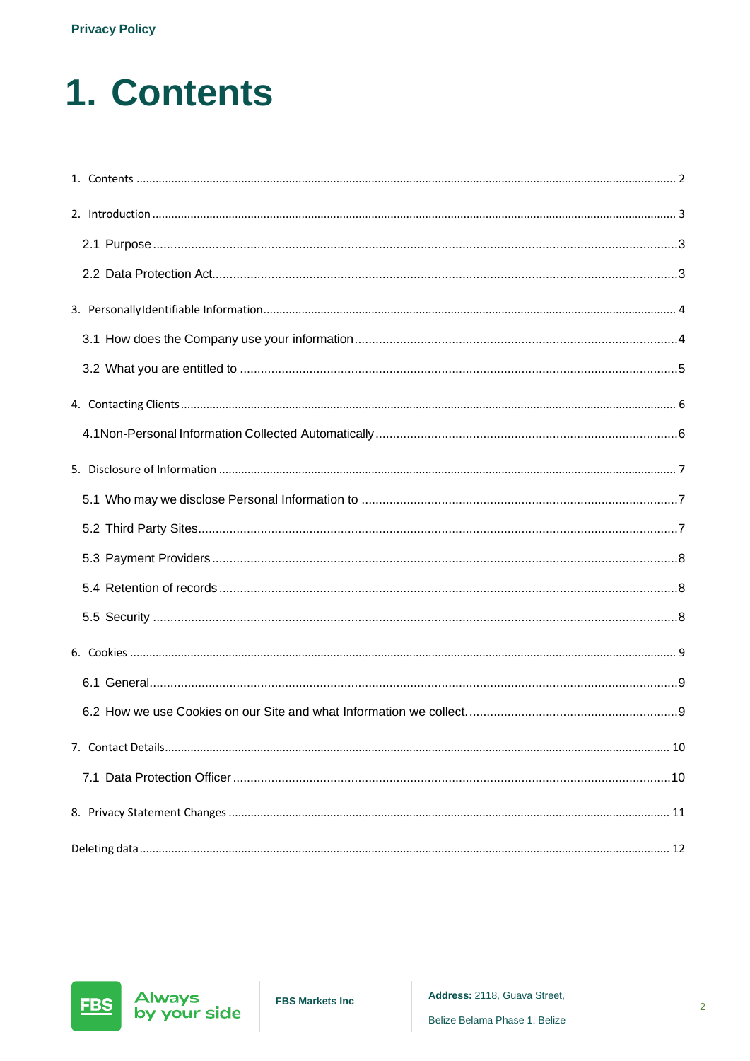# 1. Contents

1. Contents ........ 2

2. Introduction ........ 3

   2.1 Purpose ........ 3

   2.2 Data Protection Act ........ 3

3. PersonallyIdentifiable Information ........ 4

   3.1 How does the Company use your information ........ 4

   3.2 What you are entitled to ........ 5

4. Contacting Clients ........ 6

   4.1Non-Personal Information Collected Automatically ........ 6

5. Disclosure of Information ........ 7

   5.1 Who may we disclose Personal Information to ........ 7

   5.2 Third Party Sites ........ 7

   5.3 Payment Providers ........ 8

   5.4 Retention of records ........ 8

   5.5 Security ........ 8

6. Cookies ........ 9

   6.1 General ........ 9

   6.2 How we use Cookies on our Site and what Information we collect. ........ 9

7. Contact Details ........ 10

   7.1 Data Protection Officer ........ 10

8. Privacy Statement Changes ........ 11

Deleting data ........ 12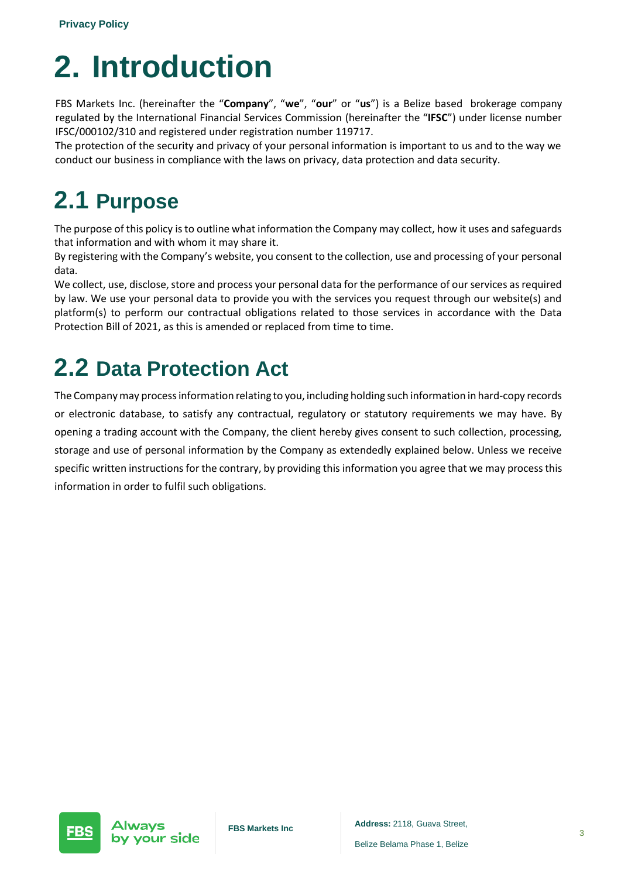# 2. Introduction

FBS Markets Inc. (hereinafter the "**Company**", "**we**", "**our**" or "**us**") is a Belize based brokerage company regulated by the International Financial Services Commission (hereinafter the "**IFSC**") under license number IFSC/000102/310 and registered under registration number 119717.

The protection of the security and privacy of your personal information is important to us and to the way we conduct our business in compliance with the laws on privacy, data protection and data security.

## 2.1 Purpose

The purpose of this policy is to outline what information the Company may collect, how it uses and safeguards that information and with whom it may share it.

By registering with the Company's website, you consent to the collection, use and processing of your personal data.

We collect, use, disclose, store and process your personal data for the performance of our services as required by law. We use your personal data to provide you with the services you request through our website(s) and platform(s) to perform our contractual obligations related to those services in accordance with the Data Protection Bill of 2021, as this is amended or replaced from time to time.

## 2.2 Data Protection Act

The Company may process information relating to you, including holding such information in hard-copy records or electronic database, to satisfy any contractual, regulatory or statutory requirements we may have. By opening a trading account with the Company, the client hereby gives consent to such collection, processing, storage and use of personal information by the Company as extendedly explained below. Unless we receive specific written instructions for the contrary, by providing this information you agree that we may process this information in order to fulfil such obligations.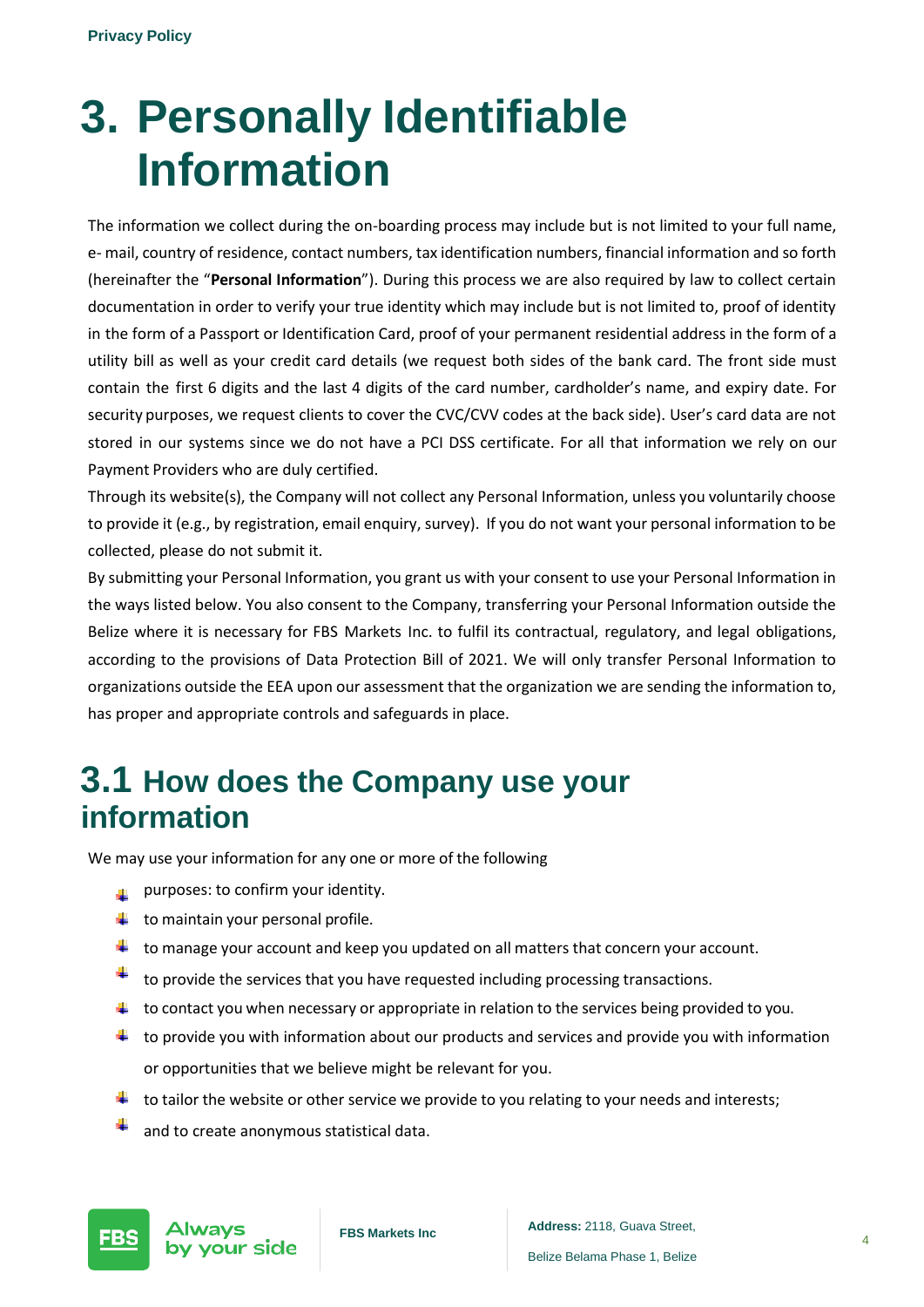# 3. Personally Identifiable Information

The information we collect during the on-boarding process may include but is not limited to your full name, e- mail, country of residence, contact numbers, tax identification numbers, financial information and so forth (hereinafter the "**Personal Information**"). During this process we are also required by law to collect certain documentation in order to verify your true identity which may include but is not limited to, proof of identity in the form of a Passport or Identification Card, proof of your permanent residential address in the form of a utility bill as well as your credit card details (we request both sides of the bank card. The front side must contain the first 6 digits and the last 4 digits of the card number, cardholder's name, and expiry date. For security purposes, we request clients to cover the CVC/CVV codes at the back side). User's card data are not stored in our systems since we do not have a PCI DSS certificate. For all that information we rely on our Payment Providers who are duly certified.

Through its website(s), the Company will not collect any Personal Information, unless you voluntarily choose to provide it (e.g., by registration, email enquiry, survey). If you do not want your personal information to be collected, please do not submit it.

By submitting your Personal Information, you grant us with your consent to use your Personal Information in the ways listed below. You also consent to the Company, transferring your Personal Information outside the Belize where it is necessary for FBS Markets Inc. to fulfil its contractual, regulatory, and legal obligations, according to the provisions of Data Protection Bill of 2021. We will only transfer Personal Information to organizations outside the EEA upon our assessment that the organization we are sending the information to, has proper and appropriate controls and safeguards in place.

## 3.1 How does the Company use your information

We may use your information for any one or more of the following

- purposes: to confirm your identity.
- to maintain your personal profile.
- to manage your account and keep you updated on all matters that concern your account.
- to provide the services that you have requested including processing transactions.
- to contact you when necessary or appropriate in relation to the services being provided to you.
- to provide you with information about our products and services and provide you with information or opportunities that we believe might be relevant for you.
- to tailor the website or other service we provide to you relating to your needs and interests;
- and to create anonymous statistical data.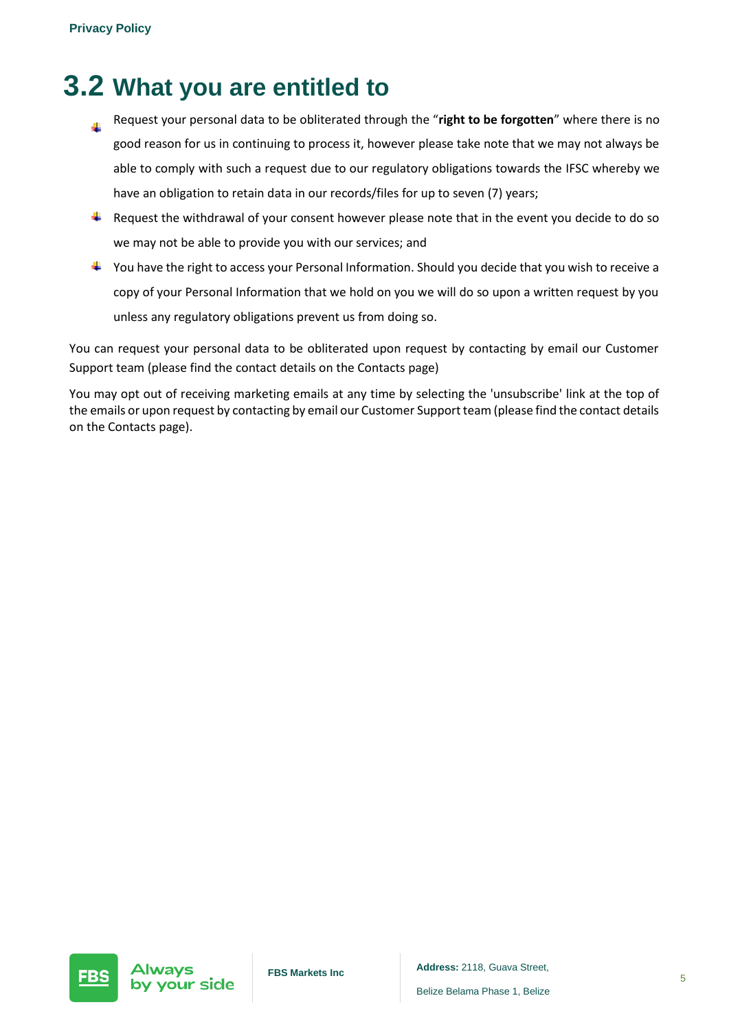## 3.2 What you are entitled to

- Request your personal data to be obliterated through the "**right to be forgotten**" where there is no good reason for us in continuing to process it, however please take note that we may not always be able to comply with such a request due to our regulatory obligations towards the IFSC whereby we have an obligation to retain data in our records/files for up to seven (7) years;
- Request the withdrawal of your consent however please note that in the event you decide to do so we may not be able to provide you with our services; and
- You have the right to access your Personal Information. Should you decide that you wish to receive a copy of your Personal Information that we hold on you we will do so upon a written request by you unless any regulatory obligations prevent us from doing so.

You can request your personal data to be obliterated upon request by contacting by email our Customer Support team (please find the contact details on the Contacts page)

You may opt out of receiving marketing emails at any time by selecting the 'unsubscribe' link at the top of the emails or upon request by contacting by email our Customer Support team (please find the contact details on the Contacts page).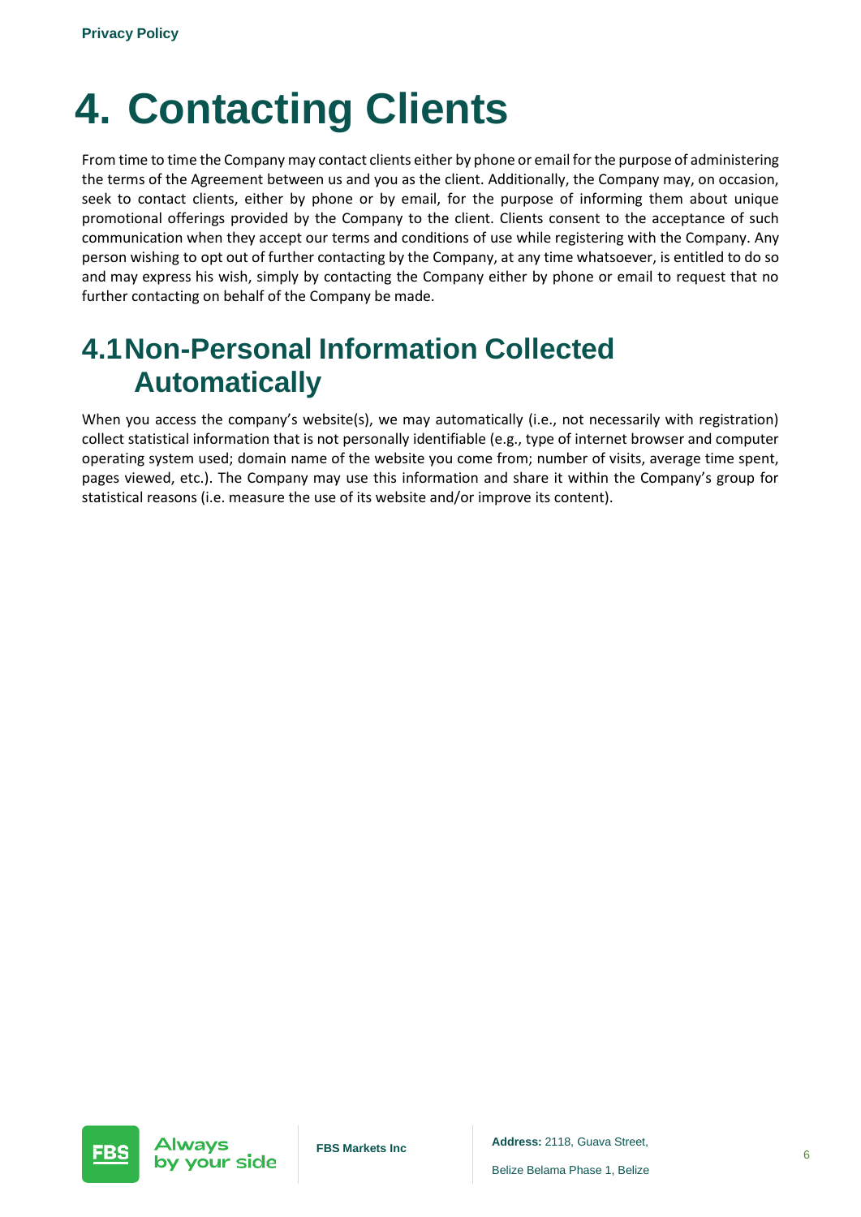# 4. Contacting Clients

From time to time the Company may contact clients either by phone or email for the purpose of administering the terms of the Agreement between us and you as the client. Additionally, the Company may, on occasion, seek to contact clients, either by phone or by email, for the purpose of informing them about unique promotional offerings provided by the Company to the client. Clients consent to the acceptance of such communication when they accept our terms and conditions of use while registering with the Company. Any person wishing to opt out of further contacting by the Company, at any time whatsoever, is entitled to do so and may express his wish, simply by contacting the Company either by phone or email to request that no further contacting on behalf of the Company be made.

## 4.1 Non-Personal Information Collected Automatically

When you access the company's website(s), we may automatically (i.e., not necessarily with registration) collect statistical information that is not personally identifiable (e.g., type of internet browser and computer operating system used; domain name of the website you come from; number of visits, average time spent, pages viewed, etc.). The Company may use this information and share it within the Company's group for statistical reasons (i.e. measure the use of its website and/or improve its content).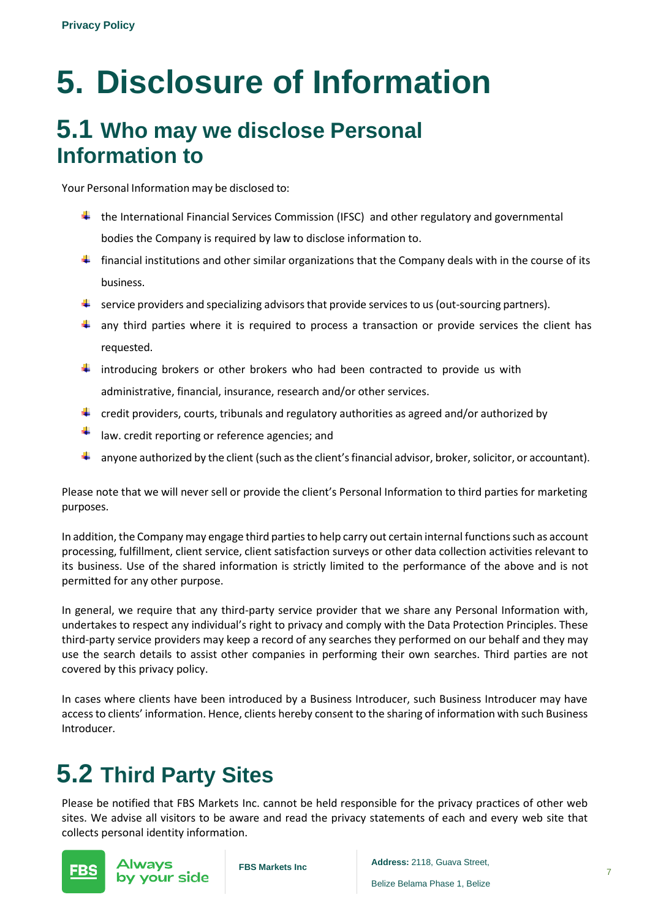# 5. Disclosure of Information

## 5.1 Who may we disclose Personal Information to

Your Personal Information may be disclosed to:

- the International Financial Services Commission (IFSC) and other regulatory and governmental bodies the Company is required by law to disclose information to.
- financial institutions and other similar organizations that the Company deals with in the course of its business.
- service providers and specializing advisors that provide services to us (out-sourcing partners).
- any third parties where it is required to process a transaction or provide services the client has requested.
- introducing brokers or other brokers who had been contracted to provide us with administrative, financial, insurance, research and/or other services.
- credit providers, courts, tribunals and regulatory authorities as agreed and/or authorized by
- law. credit reporting or reference agencies; and
- anyone authorized by the client (such as the client's financial advisor, broker, solicitor, or accountant).

Please note that we will never sell or provide the client's Personal Information to third parties for marketing purposes.

In addition, the Company may engage third parties to help carry out certain internal functions such as account processing, fulfillment, client service, client satisfaction surveys or other data collection activities relevant to its business. Use of the shared information is strictly limited to the performance of the above and is not permitted for any other purpose.

In general, we require that any third-party service provider that we share any Personal Information with, undertakes to respect any individual's right to privacy and comply with the Data Protection Principles. These third-party service providers may keep a record of any searches they performed on our behalf and they may use the search details to assist other companies in performing their own searches. Third parties are not covered by this privacy policy.

In cases where clients have been introduced by a Business Introducer, such Business Introducer may have access to clients' information. Hence, clients hereby consent to the sharing of information with such Business Introducer.

## 5.2 Third Party Sites

Please be notified that FBS Markets Inc. cannot be held responsible for the privacy practices of other web sites. We advise all visitors to be aware and read the privacy statements of each and every web site that collects personal identity information.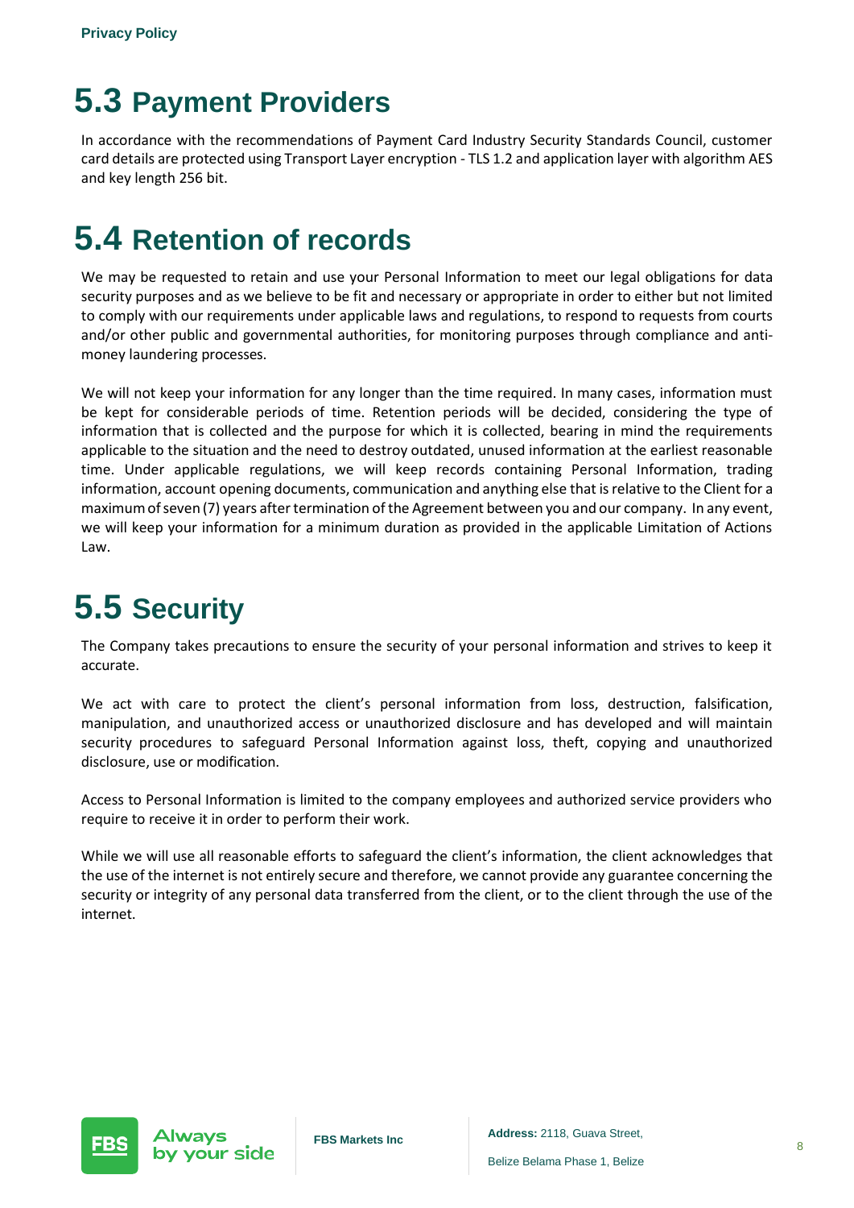## 5.3 Payment Providers

In accordance with the recommendations of Payment Card Industry Security Standards Council, customer card details are protected using Transport Layer encryption - TLS 1.2 and application layer with algorithm AES and key length 256 bit.

## 5.4 Retention of records

We may be requested to retain and use your Personal Information to meet our legal obligations for data security purposes and as we believe to be fit and necessary or appropriate in order to either but not limited to comply with our requirements under applicable laws and regulations, to respond to requests from courts and/or other public and governmental authorities, for monitoring purposes through compliance and anti-money laundering processes.

We will not keep your information for any longer than the time required. In many cases, information must be kept for considerable periods of time. Retention periods will be decided, considering the type of information that is collected and the purpose for which it is collected, bearing in mind the requirements applicable to the situation and the need to destroy outdated, unused information at the earliest reasonable time. Under applicable regulations, we will keep records containing Personal Information, trading information, account opening documents, communication and anything else that is relative to the Client for a maximum of seven (7) years after termination of the Agreement between you and our company. In any event, we will keep your information for a minimum duration as provided in the applicable Limitation of Actions Law.

## 5.5 Security

The Company takes precautions to ensure the security of your personal information and strives to keep it accurate.

We act with care to protect the client's personal information from loss, destruction, falsification, manipulation, and unauthorized access or unauthorized disclosure and has developed and will maintain security procedures to safeguard Personal Information against loss, theft, copying and unauthorized disclosure, use or modification.

Access to Personal Information is limited to the company employees and authorized service providers who require to receive it in order to perform their work.

While we will use all reasonable efforts to safeguard the client's information, the client acknowledges that the use of the internet is not entirely secure and therefore, we cannot provide any guarantee concerning the security or integrity of any personal data transferred from the client, or to the client through the use of the internet.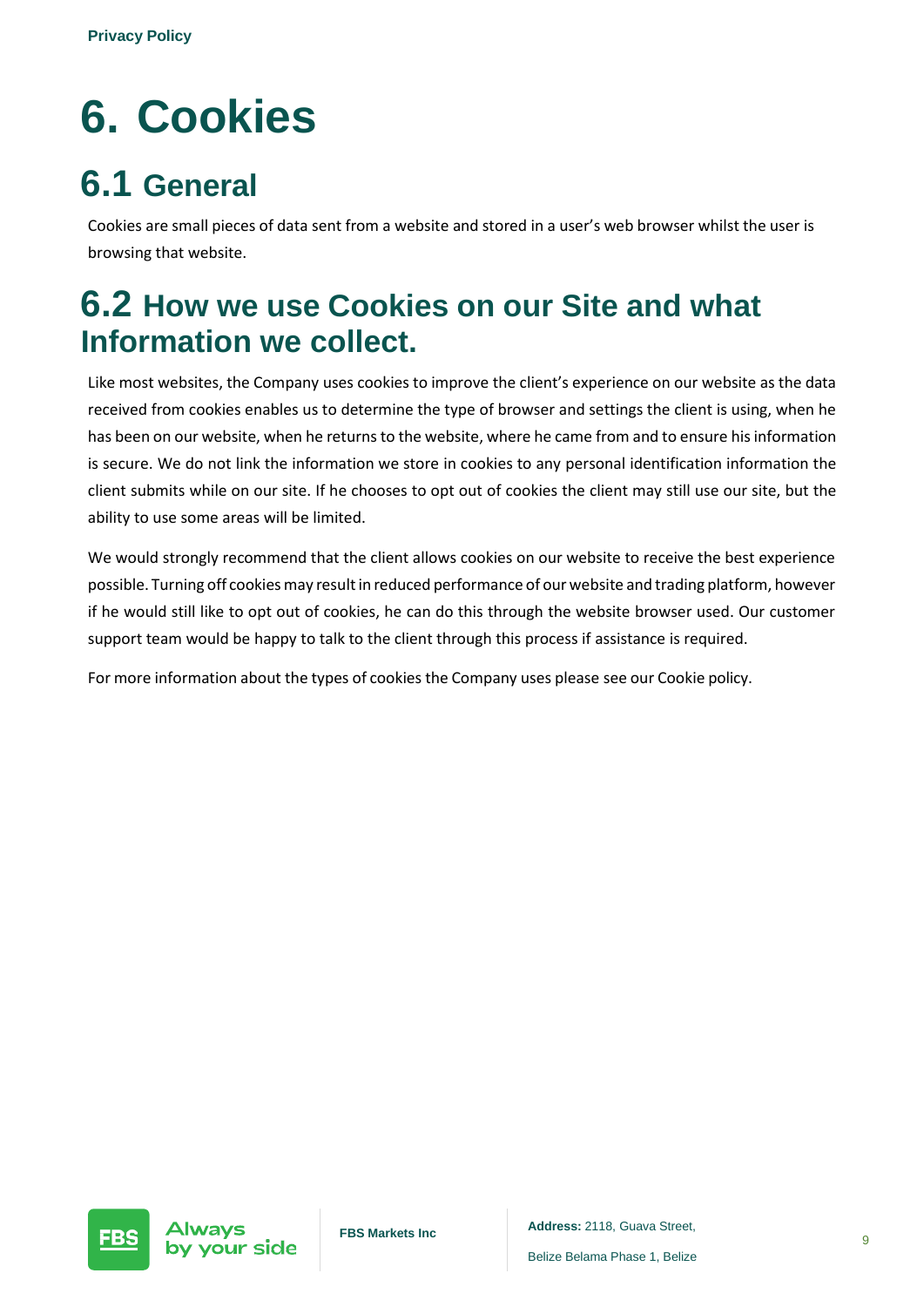# 6. Cookies

## 6.1 General

Cookies are small pieces of data sent from a website and stored in a user's web browser whilst the user is browsing that website.

## 6.2 How we use Cookies on our Site and what Information we collect.

Like most websites, the Company uses cookies to improve the client's experience on our website as the data received from cookies enables us to determine the type of browser and settings the client is using, when he has been on our website, when he returns to the website, where he came from and to ensure his information is secure. We do not link the information we store in cookies to any personal identification information the client submits while on our site. If he chooses to opt out of cookies the client may still use our site, but the ability to use some areas will be limited.

We would strongly recommend that the client allows cookies on our website to receive the best experience possible. Turning off cookies may result in reduced performance of our website and trading platform, however if he would still like to opt out of cookies, he can do this through the website browser used. Our customer support team would be happy to talk to the client through this process if assistance is required.

For more information about the types of cookies the Company uses please see our Cookie policy.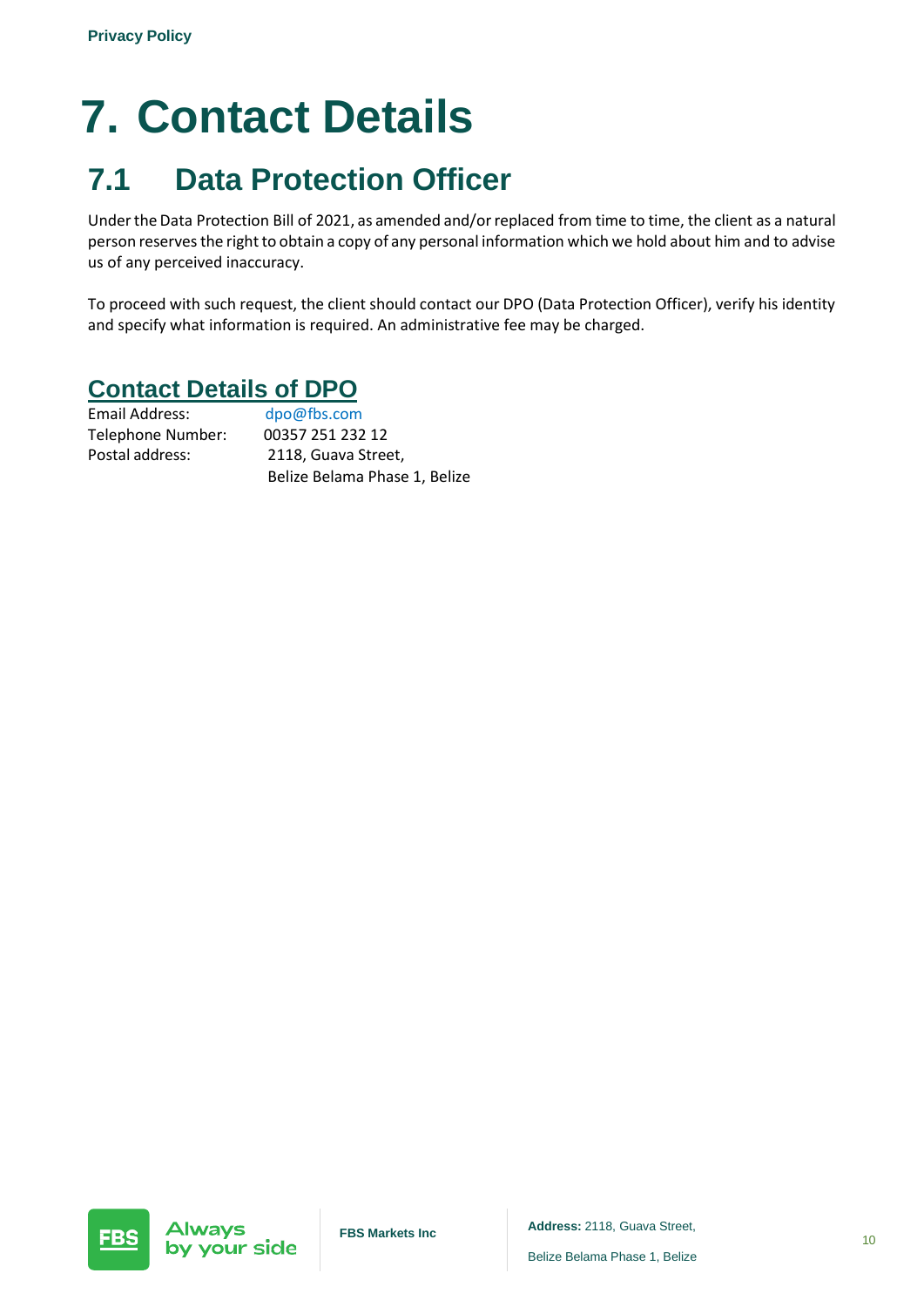# 7. Contact Details

## 7.1 Data Protection Officer

Under the Data Protection Bill of 2021, as amended and/or replaced from time to time, the client as a natural person reserves the right to obtain a copy of any personal information which we hold about him and to advise us of any perceived inaccuracy.

To proceed with such request, the client should contact our DPO (Data Protection Officer), verify his identity and specify what information is required. An administrative fee may be charged.

### Contact Details of DPO

Email Address: dpo@fbs.com
Telephone Number: 00357 251 232 12
Postal address: 2118, Guava Street,
Belize Belama Phase 1, Belize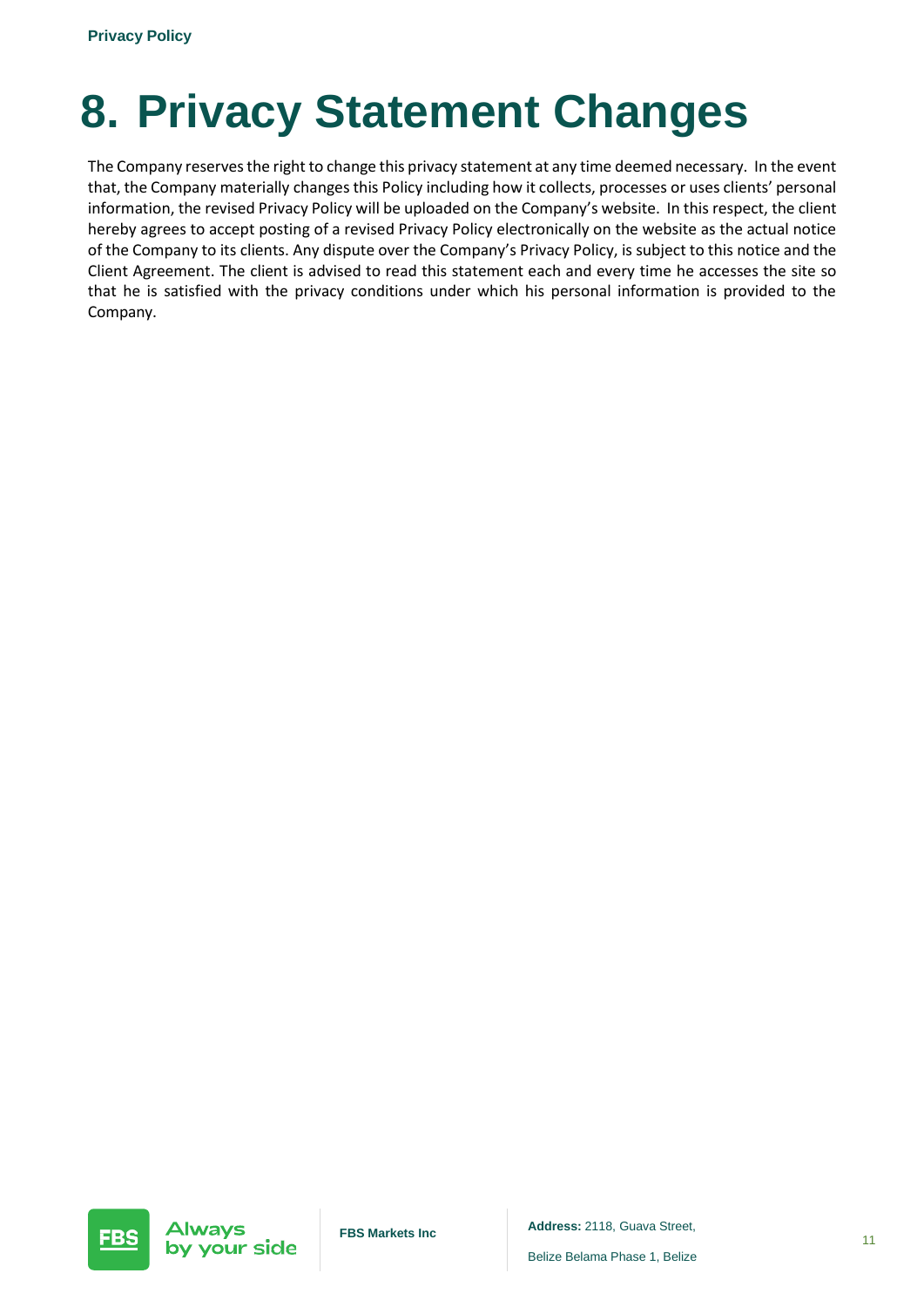# 8. Privacy Statement Changes

The Company reserves the right to change this privacy statement at any time deemed necessary. In the event that, the Company materially changes this Policy including how it collects, processes or uses clients' personal information, the revised Privacy Policy will be uploaded on the Company's website. In this respect, the client hereby agrees to accept posting of a revised Privacy Policy electronically on the website as the actual notice of the Company to its clients. Any dispute over the Company's Privacy Policy, is subject to this notice and the Client Agreement. The client is advised to read this statement each and every time he accesses the site so that he is satisfied with the privacy conditions under which his personal information is provided to the Company.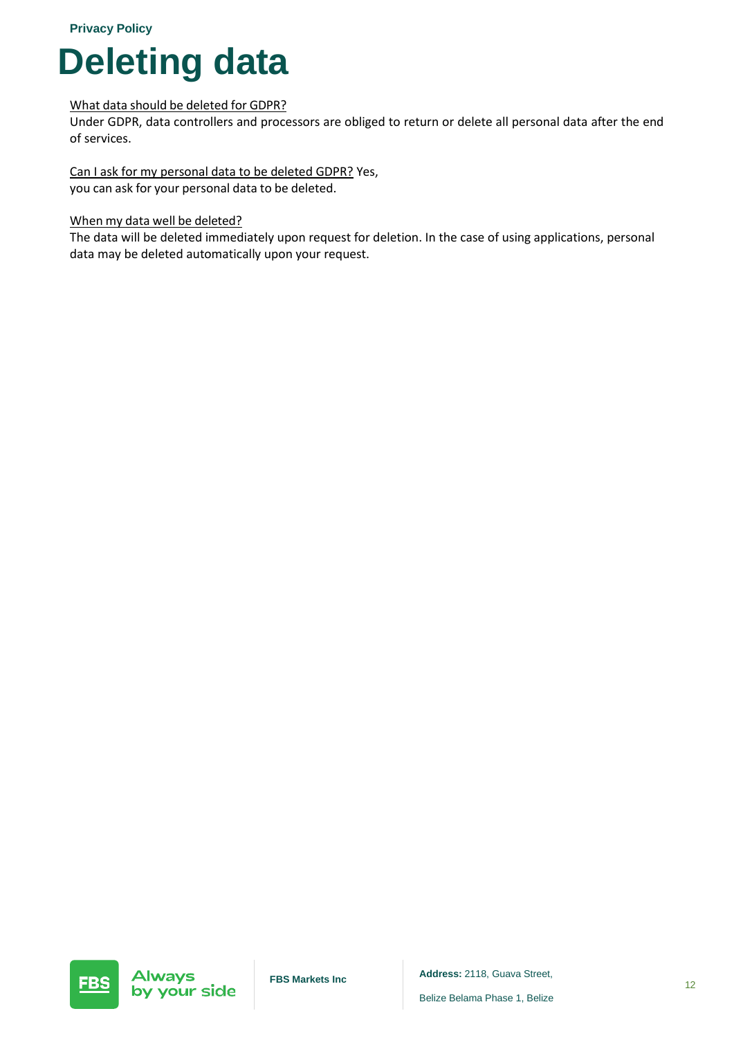# Deleting data

What data should be deleted for GDPR?
Under GDPR, data controllers and processors are obliged to return or delete all personal data after the end of services.

Can I ask for my personal data to be deleted GDPR? Yes,
you can ask for your personal data to be deleted.

When my data well be deleted?
The data will be deleted immediately upon request for deletion. In the case of using applications, personal data may be deleted automatically upon your request.